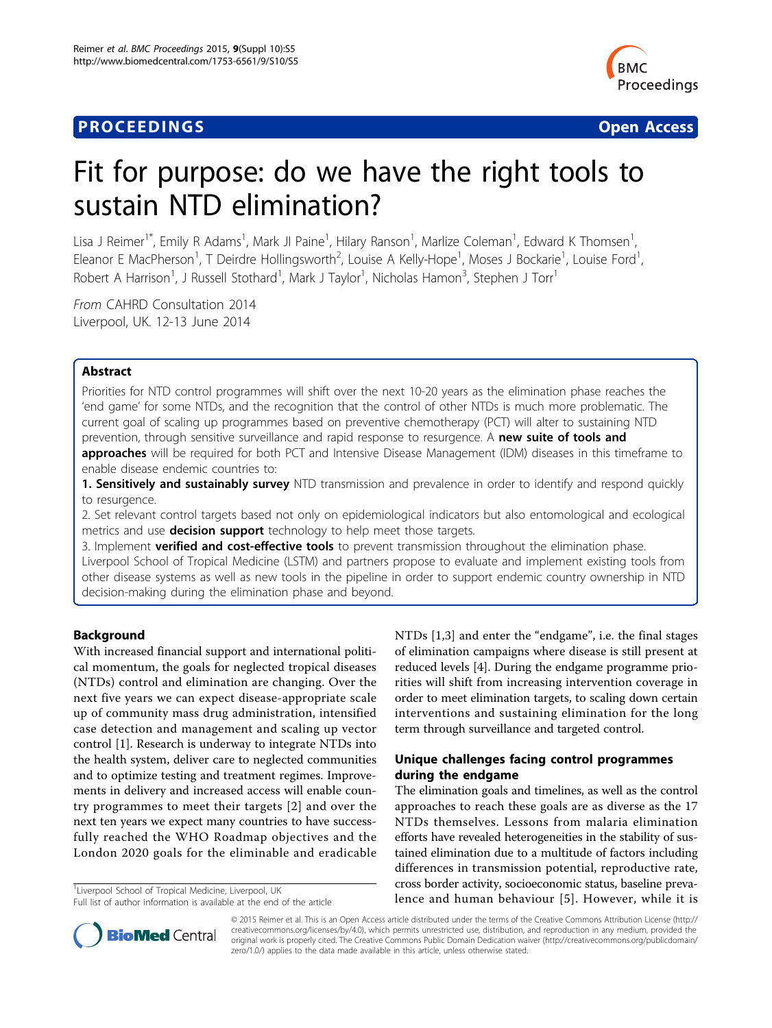PROCEEDINGS **Open Access**

# Fit for purpose: do we have the right tools to sustain NTD elimination?

Lisa J Reimer[1*], Emily R Adams[1], Mark JI Paine[1], Hilary Ranson[1], Marlize Coleman[1], Edward K Thomsen[1], Eleanor E MacPherson[1], T Deirdre Hollingsworth[2], Louise A Kelly-Hope[1], Moses J Bockarie[1], Louise Ford[1], Robert A Harrison[1], J Russell Stothard[1], Mark J Taylor[1], Nicholas Hamon[3], Stephen J Torr[1]

*From* CAHRD Consultation 2014
Liverpool, UK. 12-13 June 2014

## Abstract

Priorities for NTD control programmes will shift over the next 10-20 years as the elimination phase reaches the 'end game' for some NTDs, and the recognition that the control of other NTDs is much more problematic. The current goal of scaling up programmes based on preventive chemotherapy (PCT) will alter to sustaining NTD prevention, through sensitive surveillance and rapid response to resurgence. A **new suite of tools and approaches** will be required for both PCT and Intensive Disease Management (IDM) diseases in this timeframe to enable disease endemic countries to:

1. **Sensitively and sustainably survey** NTD transmission and prevalence in order to identify and respond quickly to resurgence.
2. Set relevant control targets based not only on epidemiological indicators but also entomological and ecological metrics and use **decision support** technology to help meet those targets.
3. Implement **verified and cost-effective tools** to prevent transmission throughout the elimination phase.

Liverpool School of Tropical Medicine (LSTM) and partners propose to evaluate and implement existing tools from other disease systems as well as new tools in the pipeline in order to support endemic country ownership in NTD decision-making during the elimination phase and beyond.

## Background

With increased financial support and international political momentum, the goals for neglected tropical diseases (NTDs) control and elimination are changing. Over the next five years we can expect disease-appropriate scale up of community mass drug administration, intensified case detection and management and scaling up vector control [1]. Research is underway to integrate NTDs into the health system, deliver care to neglected communities and to optimize testing and treatment regimes. Improvements in delivery and increased access will enable country programmes to meet their targets [2] and over the next ten years we expect many countries to have successfully reached the WHO Roadmap objectives and the London 2020 goals for the eliminable and eradicable NTDs [1,3] and enter the "endgame", i.e. the final stages of elimination campaigns where disease is still present at reduced levels [4]. During the endgame programme priorities will shift from increasing intervention coverage in order to meet elimination targets, to scaling down certain interventions and sustaining elimination for the long term through surveillance and targeted control.

## Unique challenges facing control programmes during the endgame

The elimination goals and timelines, as well as the control approaches to reach these goals are as diverse as the 17 NTDs themselves. Lessons from malaria elimination efforts have revealed heterogeneities in the stability of sustained elimination due to a multitude of factors including differences in transmission potential, reproductive rate, cross border activity, socioeconomic status, baseline prevalence and human behaviour [5]. However, while it is

[1]Liverpool School of Tropical Medicine, Liverpool, UK
Full list of author information is available at the end of the article

© 2015 Reimer et al. This is an Open Access article distributed under the terms of the Creative Commons Attribution License (http://creativecommons.org/licenses/by/4.0), which permits unrestricted use, distribution, and reproduction in any medium, provided the original work is properly cited. The Creative Commons Public Domain Dedication waiver (http://creativecommons.org/publicdomain/zero/1.0/) applies to the data made available in this article, unless otherwise stated.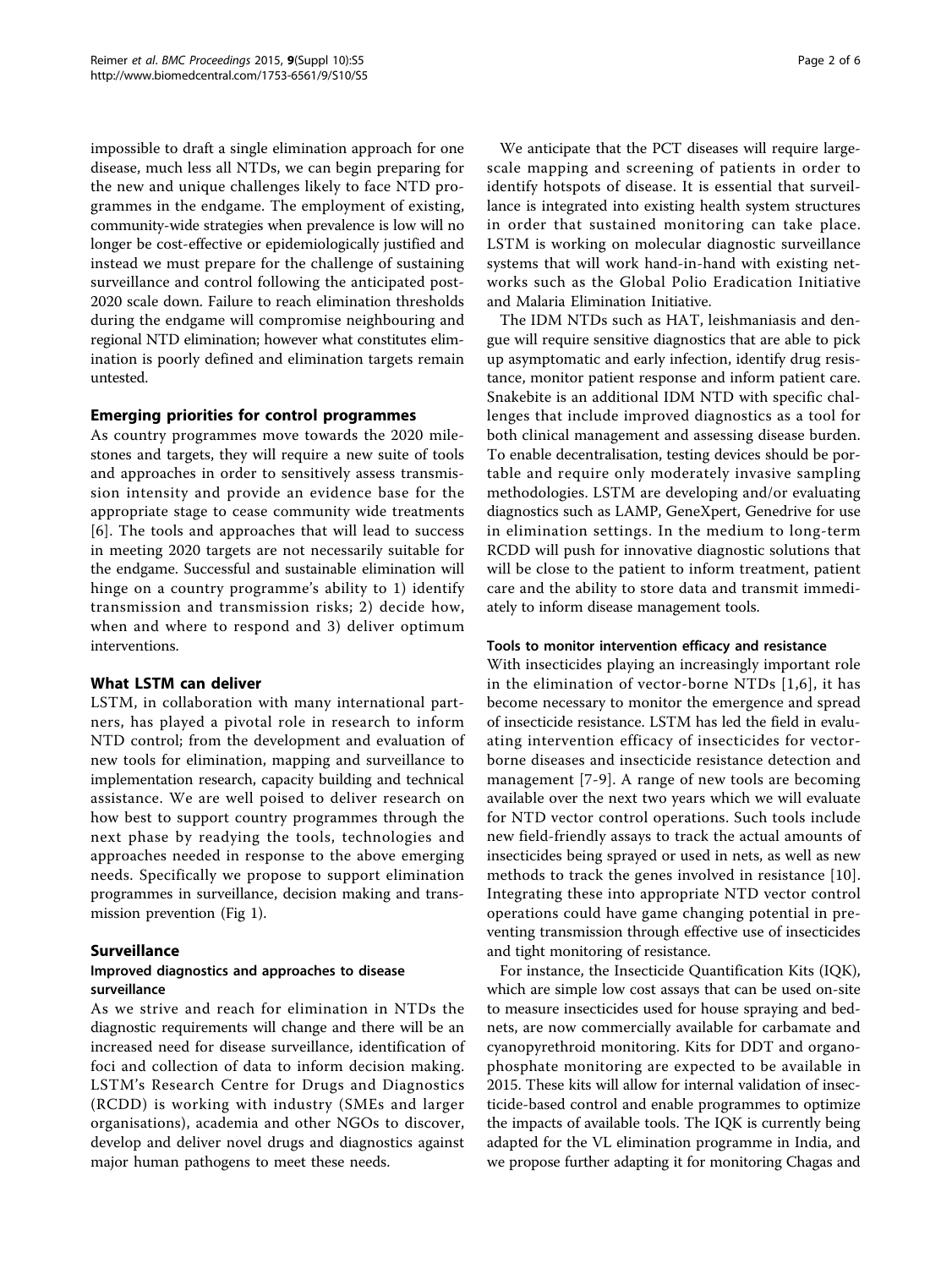impossible to draft a single elimination approach for one disease, much less all NTDs, we can begin preparing for the new and unique challenges likely to face NTD programmes in the endgame. The employment of existing, community-wide strategies when prevalence is low will no longer be cost-effective or epidemiologically justified and instead we must prepare for the challenge of sustaining surveillance and control following the anticipated post-2020 scale down. Failure to reach elimination thresholds during the endgame will compromise neighbouring and regional NTD elimination; however what constitutes elimination is poorly defined and elimination targets remain untested.

## Emerging priorities for control programmes

As country programmes move towards the 2020 milestones and targets, they will require a new suite of tools and approaches in order to sensitively assess transmission intensity and provide an evidence base for the appropriate stage to cease community wide treatments [6]. The tools and approaches that will lead to success in meeting 2020 targets are not necessarily suitable for the endgame. Successful and sustainable elimination will hinge on a country programme's ability to 1) identify transmission and transmission risks; 2) decide how, when and where to respond and 3) deliver optimum interventions.

## What LSTM can deliver

LSTM, in collaboration with many international partners, has played a pivotal role in research to inform NTD control; from the development and evaluation of new tools for elimination, mapping and surveillance to implementation research, capacity building and technical assistance. We are well poised to deliver research on how best to support country programmes through the next phase by readying the tools, technologies and approaches needed in response to the above emerging needs. Specifically we propose to support elimination programmes in surveillance, decision making and transmission prevention (Fig 1).

## Surveillance

### Improved diagnostics and approaches to disease surveillance

As we strive and reach for elimination in NTDs the diagnostic requirements will change and there will be an increased need for disease surveillance, identification of foci and collection of data to inform decision making. LSTM's Research Centre for Drugs and Diagnostics (RCDD) is working with industry (SMEs and larger organisations), academia and other NGOs to discover, develop and deliver novel drugs and diagnostics against major human pathogens to meet these needs.

We anticipate that the PCT diseases will require large-scale mapping and screening of patients in order to identify hotspots of disease. It is essential that surveillance is integrated into existing health system structures in order that sustained monitoring can take place. LSTM is working on molecular diagnostic surveillance systems that will work hand-in-hand with existing networks such as the Global Polio Eradication Initiative and Malaria Elimination Initiative.

The IDM NTDs such as HAT, leishmaniasis and dengue will require sensitive diagnostics that are able to pick up asymptomatic and early infection, identify drug resistance, monitor patient response and inform patient care. Snakebite is an additional IDM NTD with specific challenges that include improved diagnostics as a tool for both clinical management and assessing disease burden. To enable decentralisation, testing devices should be portable and require only moderately invasive sampling methodologies. LSTM are developing and/or evaluating diagnostics such as LAMP, GeneXpert, Genedrive for use in elimination settings. In the medium to long-term RCDD will push for innovative diagnostic solutions that will be close to the patient to inform treatment, patient care and the ability to store data and transmit immediately to inform disease management tools.

### Tools to monitor intervention efficacy and resistance

With insecticides playing an increasingly important role in the elimination of vector-borne NTDs [1,6], it has become necessary to monitor the emergence and spread of insecticide resistance. LSTM has led the field in evaluating intervention efficacy of insecticides for vector-borne diseases and insecticide resistance detection and management [7-9]. A range of new tools are becoming available over the next two years which we will evaluate for NTD vector control operations. Such tools include new field-friendly assays to track the actual amounts of insecticides being sprayed or used in nets, as well as new methods to track the genes involved in resistance [10]. Integrating these into appropriate NTD vector control operations could have game changing potential in preventing transmission through effective use of insecticides and tight monitoring of resistance.

For instance, the Insecticide Quantification Kits (IQK), which are simple low cost assays that can be used on-site to measure insecticides used for house spraying and bednets, are now commercially available for carbamate and cyanopyrethroid monitoring. Kits for DDT and organophosphate monitoring are expected to be available in 2015. These kits will allow for internal validation of insecticide-based control and enable programmes to optimize the impacts of available tools. The IQK is currently being adapted for the VL elimination programme in India, and we propose further adapting it for monitoring Chagas and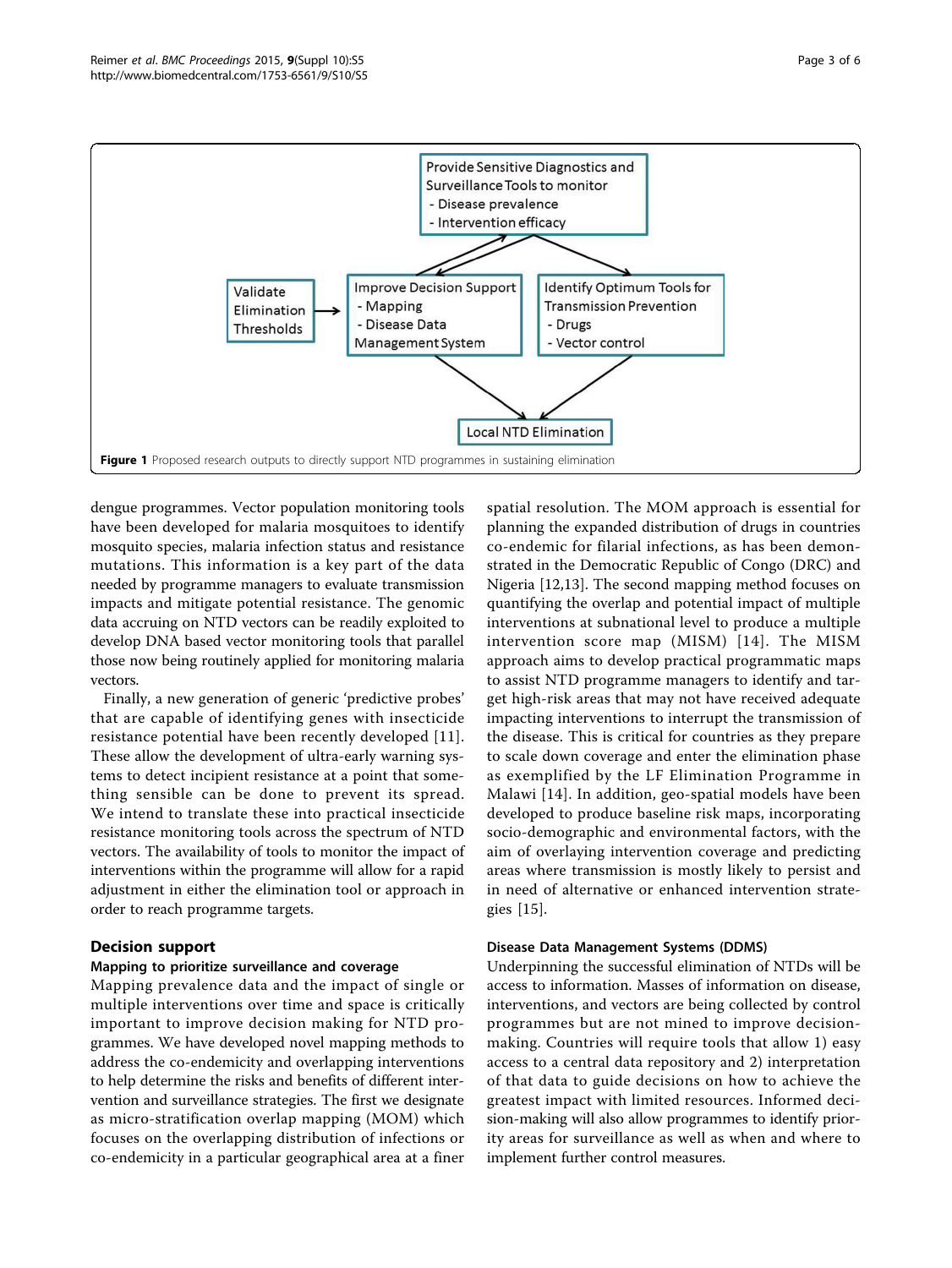**Figure 1** Proposed research outputs to directly support NTD programmes in sustaining elimination

dengue programmes. Vector population monitoring tools have been developed for malaria mosquitoes to identify mosquito species, malaria infection status and resistance mutations. This information is a key part of the data needed by programme managers to evaluate transmission impacts and mitigate potential resistance. The genomic data accruing on NTD vectors can be readily exploited to develop DNA based vector monitoring tools that parallel those now being routinely applied for monitoring malaria vectors.

Finally, a new generation of generic 'predictive probes' that are capable of identifying genes with insecticide resistance potential have been recently developed [11]. These allow the development of ultra-early warning systems to detect incipient resistance at a point that something sensible can be done to prevent its spread. We intend to translate these into practical insecticide resistance monitoring tools across the spectrum of NTD vectors. The availability of tools to monitor the impact of interventions within the programme will allow for a rapid adjustment in either the elimination tool or approach in order to reach programme targets.

## Decision support

### Mapping to prioritize surveillance and coverage

Mapping prevalence data and the impact of single or multiple interventions over time and space is critically important to improve decision making for NTD programmes. We have developed novel mapping methods to address the co-endemicity and overlapping interventions to help determine the risks and benefits of different intervention and surveillance strategies. The first we designate as micro-stratification overlap mapping (MOM) which focuses on the overlapping distribution of infections or co-endemicity in a particular geographical area at a finer spatial resolution. The MOM approach is essential for planning the expanded distribution of drugs in countries co-endemic for filarial infections, as has been demonstrated in the Democratic Republic of Congo (DRC) and Nigeria [12,13]. The second mapping method focuses on quantifying the overlap and potential impact of multiple interventions at subnational level to produce a multiple intervention score map (MISM) [14]. The MISM approach aims to develop practical programmatic maps to assist NTD programme managers to identify and target high-risk areas that may not have received adequate impacting interventions to interrupt the transmission of the disease. This is critical for countries as they prepare to scale down coverage and enter the elimination phase as exemplified by the LF Elimination Programme in Malawi [14]. In addition, geo-spatial models have been developed to produce baseline risk maps, incorporating socio-demographic and environmental factors, with the aim of overlaying intervention coverage and predicting areas where transmission is mostly likely to persist and in need of alternative or enhanced intervention strategies [15].

### Disease Data Management Systems (DDMS)

Underpinning the successful elimination of NTDs will be access to information. Masses of information on disease, interventions, and vectors are being collected by control programmes but are not mined to improve decision-making. Countries will require tools that allow 1) easy access to a central data repository and 2) interpretation of that data to guide decisions on how to achieve the greatest impact with limited resources. Informed decision-making will also allow programmes to identify priority areas for surveillance as well as when and where to implement further control measures.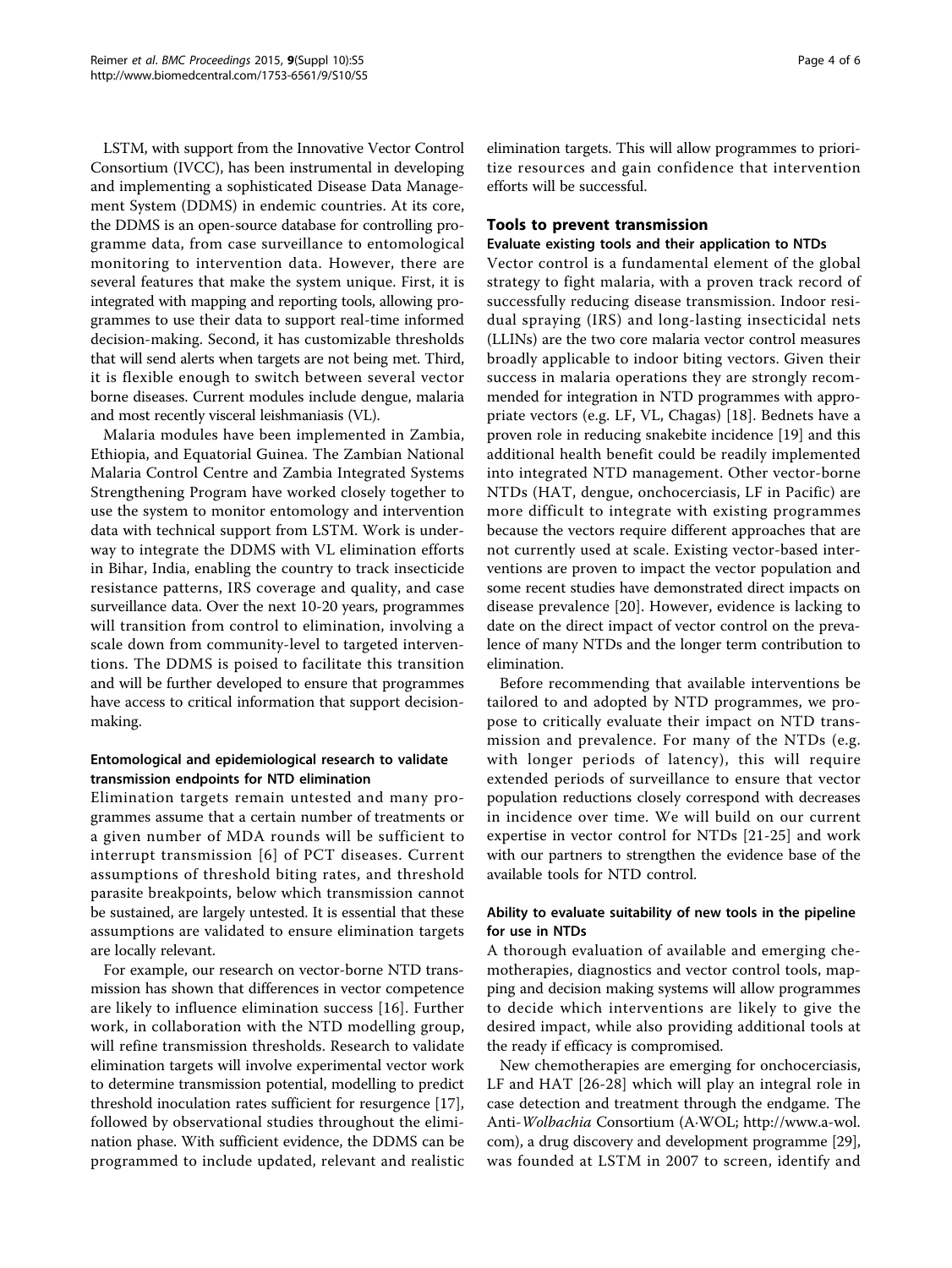LSTM, with support from the Innovative Vector Control Consortium (IVCC), has been instrumental in developing and implementing a sophisticated Disease Data Management System (DDMS) in endemic countries. At its core, the DDMS is an open-source database for controlling programme data, from case surveillance to entomological monitoring to intervention data. However, there are several features that make the system unique. First, it is integrated with mapping and reporting tools, allowing programmes to use their data to support real-time informed decision-making. Second, it has customizable thresholds that will send alerts when targets are not being met. Third, it is flexible enough to switch between several vector borne diseases. Current modules include dengue, malaria and most recently visceral leishmaniasis (VL).

Malaria modules have been implemented in Zambia, Ethiopia, and Equatorial Guinea. The Zambian National Malaria Control Centre and Zambia Integrated Systems Strengthening Program have worked closely together to use the system to monitor entomology and intervention data with technical support from LSTM. Work is underway to integrate the DDMS with VL elimination efforts in Bihar, India, enabling the country to track insecticide resistance patterns, IRS coverage and quality, and case surveillance data. Over the next 10-20 years, programmes will transition from control to elimination, involving a scale down from community-level to targeted interventions. The DDMS is poised to facilitate this transition and will be further developed to ensure that programmes have access to critical information that support decision-making.

#### Entomological and epidemiological research to validate transmission endpoints for NTD elimination

Elimination targets remain untested and many programmes assume that a certain number of treatments or a given number of MDA rounds will be sufficient to interrupt transmission [6] of PCT diseases. Current assumptions of threshold biting rates, and threshold parasite breakpoints, below which transmission cannot be sustained, are largely untested. It is essential that these assumptions are validated to ensure elimination targets are locally relevant.

For example, our research on vector-borne NTD transmission has shown that differences in vector competence are likely to influence elimination success [16]. Further work, in collaboration with the NTD modelling group, will refine transmission thresholds. Research to validate elimination targets will involve experimental vector work to determine transmission potential, modelling to predict threshold inoculation rates sufficient for resurgence [17], followed by observational studies throughout the elimination phase. With sufficient evidence, the DDMS can be programmed to include updated, relevant and realistic elimination targets. This will allow programmes to prioritize resources and gain confidence that intervention efforts will be successful.

### Tools to prevent transmission

#### Evaluate existing tools and their application to NTDs

Vector control is a fundamental element of the global strategy to fight malaria, with a proven track record of successfully reducing disease transmission. Indoor residual spraying (IRS) and long-lasting insecticidal nets (LLINs) are the two core malaria vector control measures broadly applicable to indoor biting vectors. Given their success in malaria operations they are strongly recommended for integration in NTD programmes with appropriate vectors (e.g. LF, VL, Chagas) [18]. Bednets have a proven role in reducing snakebite incidence [19] and this additional health benefit could be readily implemented into integrated NTD management. Other vector-borne NTDs (HAT, dengue, onchocerciasis, LF in Pacific) are more difficult to integrate with existing programmes because the vectors require different approaches that are not currently used at scale. Existing vector-based interventions are proven to impact the vector population and some recent studies have demonstrated direct impacts on disease prevalence [20]. However, evidence is lacking to date on the direct impact of vector control on the prevalence of many NTDs and the longer term contribution to elimination.

Before recommending that available interventions be tailored to and adopted by NTD programmes, we propose to critically evaluate their impact on NTD transmission and prevalence. For many of the NTDs (e.g. with longer periods of latency), this will require extended periods of surveillance to ensure that vector population reductions closely correspond with decreases in incidence over time. We will build on our current expertise in vector control for NTDs [21-25] and work with our partners to strengthen the evidence base of the available tools for NTD control.

#### Ability to evaluate suitability of new tools in the pipeline for use in NTDs

A thorough evaluation of available and emerging chemotherapies, diagnostics and vector control tools, mapping and decision making systems will allow programmes to decide which interventions are likely to give the desired impact, while also providing additional tools at the ready if efficacy is compromised.

New chemotherapies are emerging for onchocerciasis, LF and HAT [26-28] which will play an integral role in case detection and treatment through the endgame. The Anti-*Wolbachia* Consortium (A·WOL; http://www.a-wol.com), a drug discovery and development programme [29], was founded at LSTM in 2007 to screen, identify and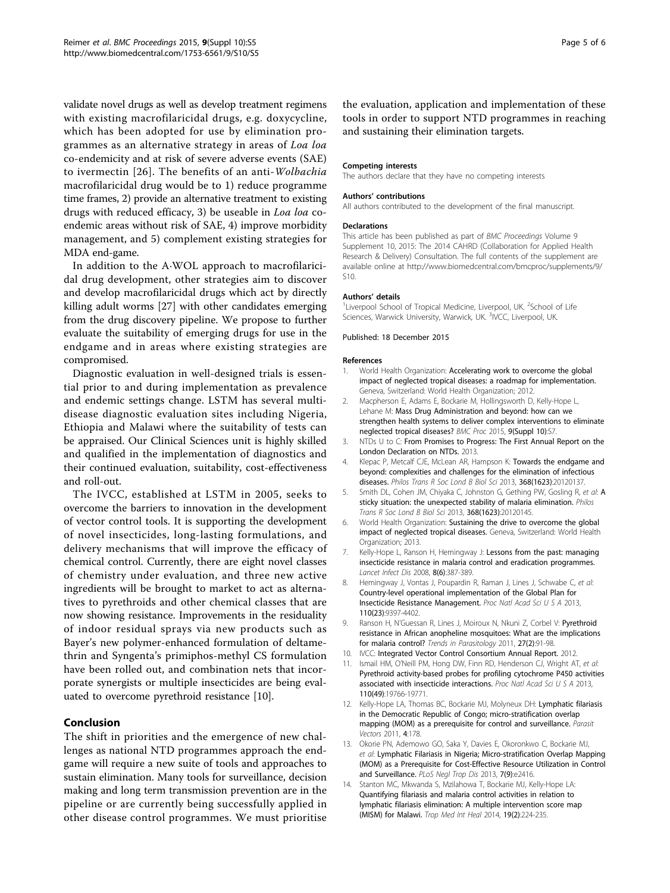validate novel drugs as well as develop treatment regimens with existing macrofilaricidal drugs, e.g. doxycycline, which has been adopted for use by elimination programmes as an alternative strategy in areas of *Loa loa* co-endemicity and at risk of severe adverse events (SAE) to ivermectin [26]. The benefits of an anti-*Wolbachia* macrofilaricidal drug would be to 1) reduce programme time frames, 2) provide an alternative treatment to existing drugs with reduced efficacy, 3) be useable in *Loa loa* co-endemic areas without risk of SAE, 4) improve morbidity management, and 5) complement existing strategies for MDA end-game.

In addition to the A·WOL approach to macrofilaricidal drug development, other strategies aim to discover and develop macrofilaricidal drugs which act by directly killing adult worms [27] with other candidates emerging from the drug discovery pipeline. We propose to further evaluate the suitability of emerging drugs for use in the endgame and in areas where existing strategies are compromised.

Diagnostic evaluation in well-designed trials is essential prior to and during implementation as prevalence and endemic settings change. LSTM has several multi-disease diagnostic evaluation sites including Nigeria, Ethiopia and Malawi where the suitability of tests can be appraised. Our Clinical Sciences unit is highly skilled and qualified in the implementation of diagnostics and their continued evaluation, suitability, cost-effectiveness and roll-out.

The IVCC, established at LSTM in 2005, seeks to overcome the barriers to innovation in the development of vector control tools. It is supporting the development of novel insecticides, long-lasting formulations, and delivery mechanisms that will improve the efficacy of chemical control. Currently, there are eight novel classes of chemistry under evaluation, and three new active ingredients will be brought to market to act as alternatives to pyrethroids and other chemical classes that are now showing resistance. Improvements in the residuality of indoor residual sprays via new products such as Bayer's new polymer-enhanced formulation of deltamethrin and Syngenta's primiphos-methyl CS formulation have been rolled out, and combination nets that incorporate synergists or multiple insecticides are being evaluated to overcome pyrethroid resistance [10].

## Conclusion

The shift in priorities and the emergence of new challenges as national NTD programmes approach the endgame will require a new suite of tools and approaches to sustain elimination. Many tools for surveillance, decision making and long term transmission prevention are in the pipeline or are currently being successfully applied in other disease control programmes. We must prioritise the evaluation, application and implementation of these tools in order to support NTD programmes in reaching and sustaining their elimination targets.

#### Competing interests

The authors declare that they have no competing interests

#### Authors' contributions

All authors contributed to the development of the final manuscript.

#### Declarations

This article has been published as part of *BMC Proceedings* Volume 9 Supplement 10, 2015: The 2014 CAHRD (Collaboration for Applied Health Research & Delivery) Consultation. The full contents of the supplement are available online at http://www.biomedcentral.com/bmcproc/supplements/9/S10.

#### Authors' details

[1]Liverpool School of Tropical Medicine, Liverpool, UK. [2]School of Life Sciences, Warwick University, Warwick, UK. [3]IVCC, Liverpool, UK.

Published: 18 December 2015

#### References

1. World Health Organization: **Accelerating work to overcome the global impact of neglected tropical diseases: a roadmap for implementation.** Geneva, Switzerland: World Health Organization; 2012.
2. Macpherson E, Adams E, Bockarie M, Hollingsworth D, Kelly-Hope L, Lehane M: **Mass Drug Administration and beyond: how can we strengthen health systems to deliver complex interventions to eliminate neglected tropical diseases?** *BMC Proc* 2015, **9(Suppl 10)**:S7.
3. NTDs U to C: **From Promises to Progress: The First Annual Report on the London Declaration on NTDs.** 2013.
4. Klepac P, Metcalf CJE, McLean AR, Hampson K: **Towards the endgame and beyond: complexities and challenges for the elimination of infectious diseases.** *Philos Trans R Soc Lond B Biol Sci* 2013, **368(1623)**:20120137.
5. Smith DL, Cohen JM, Chiyaka C, Johnston G, Gething PW, Gosling R, *et al*: **A sticky situation: the unexpected stability of malaria elimination.** *Philos Trans R Soc Lond B Biol Sci* 2013, **368(1623)**:20120145.
6. World Health Organization: **Sustaining the drive to overcome the global impact of neglected tropical diseases.** Geneva, Switzerland: World Health Organization; 2013.
7. Kelly-Hope L, Ranson H, Hemingway J: **Lessons from the past: managing insecticide resistance in malaria control and eradication programmes.** *Lancet Infect Dis* 2008, **8(6)**:387-389.
8. Hemingway J, Vontas J, Poupardin R, Raman J, Lines J, Schwabe C, *et al*: **Country-level operational implementation of the Global Plan for Insecticide Resistance Management.** *Proc Natl Acad Sci U S A* 2013, **110(23)**:9397-4402.
9. Ranson H, N'Guessan R, Lines J, Moiroux N, Nkuni Z, Corbel V: **Pyrethroid resistance in African anopheline mosquitoes: What are the implications for malaria control?** *Trends in Parasitology* 2011, **27(2)**:91-98.
10. IVCC: **Integrated Vector Control Consortium Annual Report.** 2012.
11. Ismail HM, O'Neill PM, Hong DW, Finn RD, Henderson CJ, Wright AT, *et al*: **Pyrethroid activity-based probes for profiling cytochrome P450 activities associated with insecticide interactions.** *Proc Natl Acad Sci U S A* 2013, **110(49)**:19766-19771.
12. Kelly-Hope LA, Thomas BC, Bockarie MJ, Molyneux DH: **Lymphatic filariasis in the Democratic Republic of Congo; micro-stratification overlap mapping (MOM) as a prerequisite for control and surveillance.** *Parasit Vectors* 2011, **4**:178.
13. Okorie PN, Ademowo GO, Saka Y, Davies E, Okoronkwo C, Bockarie MJ, *et al*: **Lymphatic Filariasis in Nigeria; Micro-stratification Overlap Mapping (MOM) as a Prerequisite for Cost-Effective Resource Utilization in Control and Surveillance.** *PLoS Negl Trop Dis* 2013, **7(9)**:e2416.
14. Stanton MC, Mkwanda S, Mzilahowa T, Bockarie MJ, Kelly-Hope LA: **Quantifying filariasis and malaria control activities in relation to lymphatic filariasis elimination: A multiple intervention score map (MISM) for Malawi.** *Trop Med Int Heal* 2014, **19(2)**:224-235.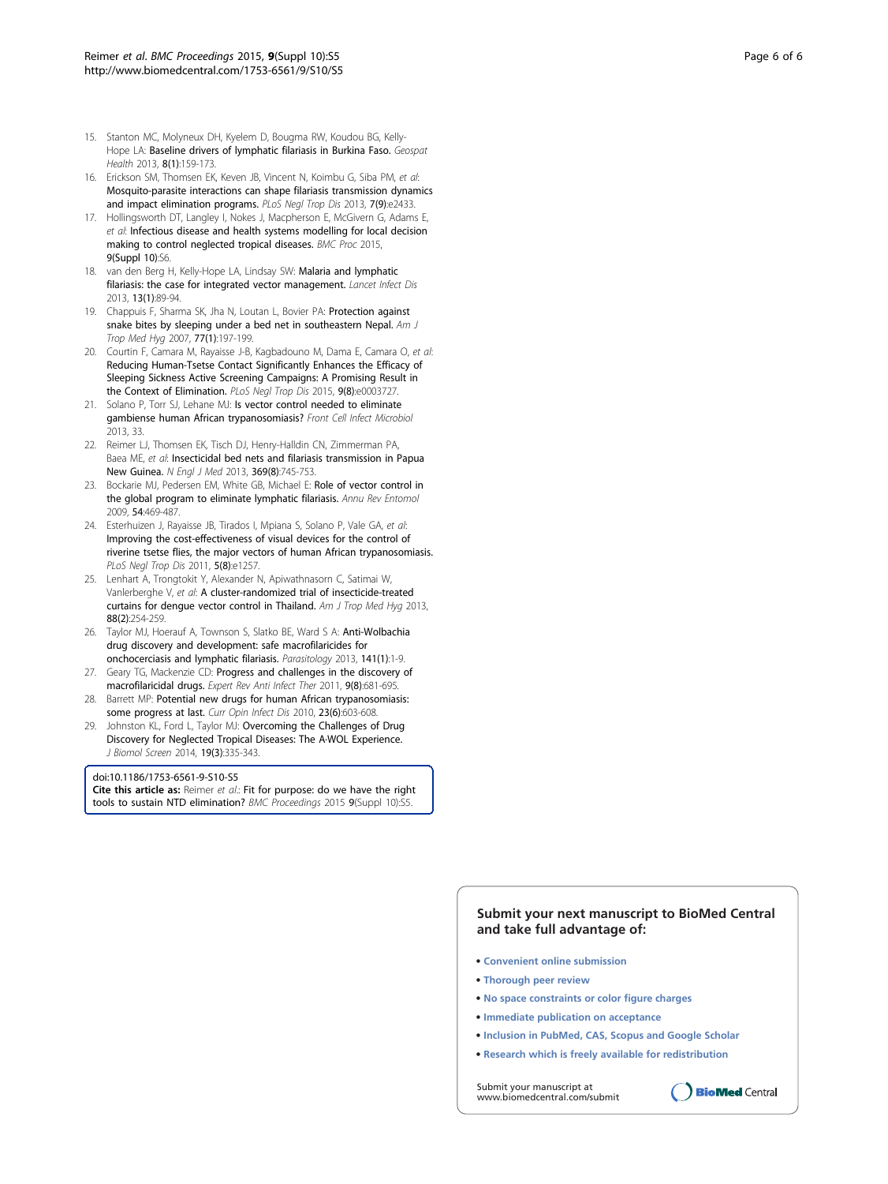15. Stanton MC, Molyneux DH, Kyelem D, Bougma RW, Koudou BG, Kelly-Hope LA: **Baseline drivers of lymphatic filariasis in Burkina Faso.** *Geospat Health* 2013, **8(1)**:159-173.
16. Erickson SM, Thomsen EK, Keven JB, Vincent N, Koimbu G, Siba PM, *et al*: **Mosquito-parasite interactions can shape filariasis transmission dynamics and impact elimination programs.** *PLoS Negl Trop Dis* 2013, **7(9)**:e2433.
17. Hollingsworth DT, Langley I, Nokes J, Macpherson E, McGivern G, Adams E, *et al*: **Infectious disease and health systems modelling for local decision making to control neglected tropical diseases.** *BMC Proc* 2015, **9(Suppl 10)**:S6.
18. van den Berg H, Kelly-Hope LA, Lindsay SW: **Malaria and lymphatic filariasis: the case for integrated vector management.** *Lancet Infect Dis* 2013, **13(1)**:89-94.
19. Chappuis F, Sharma SK, Jha N, Loutan L, Bovier PA: **Protection against snake bites by sleeping under a bed net in southeastern Nepal.** *Am J Trop Med Hyg* 2007, **77(1)**:197-199.
20. Courtin F, Camara M, Rayaisse J-B, Kagbadouno M, Dama E, Camara O, *et al*: **Reducing Human-Tsetse Contact Significantly Enhances the Efficacy of Sleeping Sickness Active Screening Campaigns: A Promising Result in the Context of Elimination.** *PLoS Negl Trop Dis* 2015, **9(8)**:e0003727.
21. Solano P, Torr SJ, Lehane MJ: **Is vector control needed to eliminate gambiense human African trypanosomiasis?** *Front Cell Infect Microbiol* 2013, 33.
22. Reimer LJ, Thomsen EK, Tisch DJ, Henry-Halldin CN, Zimmerman PA, Baea ME, *et al*: **Insecticidal bed nets and filariasis transmission in Papua New Guinea.** *N Engl J Med* 2013, **369(8)**:745-753.
23. Bockarie MJ, Pedersen EM, White GB, Michael E: **Role of vector control in the global program to eliminate lymphatic filariasis.** *Annu Rev Entomol* 2009, **54**:469-487.
24. Esterhuizen J, Rayaisse JB, Tirados I, Mpiana S, Solano P, Vale GA, *et al*: **Improving the cost-effectiveness of visual devices for the control of riverine tsetse flies, the major vectors of human African trypanosomiasis.** *PLoS Negl Trop Dis* 2011, **5(8)**:e1257.
25. Lenhart A, Trongtokit Y, Alexander N, Apiwathnasorn C, Satimai W, Vanlerberghe V, *et al*: **A cluster-randomized trial of insecticide-treated curtains for dengue vector control in Thailand.** *Am J Trop Med Hyg* 2013, **88(2)**:254-259.
26. Taylor MJ, Hoerauf A, Townson S, Slatko BE, Ward S A: **Anti-Wolbachia drug discovery and development: safe macrofilaricides for onchocerciasis and lymphatic filariasis.** *Parasitology* 2013, **141(1)**:1-9.
27. Geary TG, Mackenzie CD: **Progress and challenges in the discovery of macrofilaricidal drugs.** *Expert Rev Anti Infect Ther* 2011, **9(8)**:681-695.
28. Barrett MP: **Potential new drugs for human African trypanosomiasis: some progress at last.** *Curr Opin Infect Dis* 2010, **23(6)**:603-608.
29. Johnston KL, Ford L, Taylor MJ: **Overcoming the Challenges of Drug Discovery for Neglected Tropical Diseases: The A·WOL Experience.** *J Biomol Screen* 2014, **19(3)**:335-343.

doi:10.1186/1753-6561-9-S10-S5
**Cite this article as:** Reimer *et al*.: Fit for purpose: do we have the right tools to sustain NTD elimination? *BMC Proceedings* 2015 **9**(Suppl 10):S5.

**Submit your next manuscript to BioMed Central and take full advantage of:**

- Convenient online submission
- Thorough peer review
- No space constraints or color figure charges
- Immediate publication on acceptance
- Inclusion in PubMed, CAS, Scopus and Google Scholar
- Research which is freely available for redistribution

Submit your manuscript at www.biomedcentral.com/submit

BioMed Central